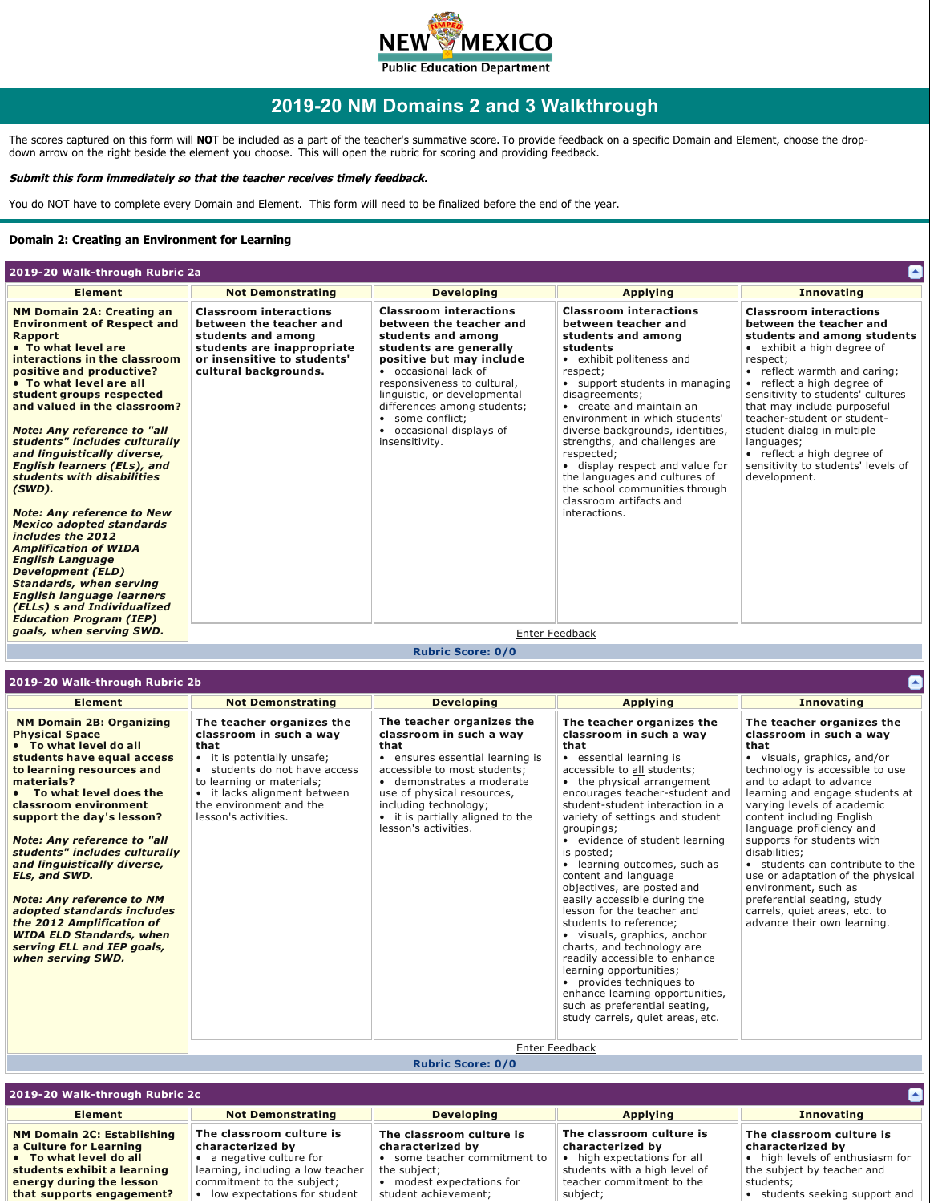# 2019-20 NM Domains 2 and 3 Walkthrough

The scores captured on this form will **NO**T be included as a part of the teacher's summative score. To provide feedback on a specific Domain and Element, choose the drop-down arrow on the right beside the element you choose. This will open the rubric for scoring and providing feedback.

***Submit this form immediately so that the teacher receives timely feedback.***

You do NOT have to complete every Domain and Element. This form will need to be finalized before the end of the year.

## Domain 2: Creating an Environment for Learning

### 2019-20 Walk-through Rubric 2a

| Element | Not Demonstrating | Developing | Applying | Innovating |
|---|---|---|---|---|
| **NM Domain 2A: Creating an Environment of Respect and Rapport**<br>• **To what level are interactions in the classroom positive and productive?**<br>• **To what level are all student groups respected and valued in the classroom?**<br><br>***Note: Any reference to "all students" includes culturally and linguistically diverse, English learners (ELs), and students with disabilities (SWD).***<br><br>***Note: Any reference to New Mexico adopted standards includes the 2012 Amplification of WIDA English Language Development (ELD) Standards, when serving English language learners (ELLs) s and Individualized Education Program (IEP) goals, when serving SWD.*** | **Classroom interactions between the teacher and students and among students are inappropriate or insensitive to students' cultural backgrounds.** | **Classroom interactions between the teacher and students and among students are generally positive but may include**<br>• occasional lack of responsiveness to cultural, linguistic, or developmental differences among students;<br>• some conflict;<br>• occasional displays of insensitivity. | **Classroom interactions between the teacher and students and among students**<br>• exhibit politeness and respect;<br>• support students in managing disagreements;<br>• create and maintain an environment in which students' diverse backgrounds, identities, strengths, and challenges are respected;<br>• display respect and value for the languages and cultures of the school communities through classroom artifacts and interactions. | **Classroom interactions between the teacher and students and among students**<br>• exhibit a high degree of respect;<br>• reflect warmth and caring;<br>• reflect a high degree of sensitivity to students' cultures that may include purposeful teacher-student or student-student dialog in multiple languages;<br>• reflect a high degree of sensitivity to students' levels of development. |

Enter Feedback

**Rubric Score: 0/0**

### 2019-20 Walk-through Rubric 2b

| Element | Not Demonstrating | Developing | Applying | Innovating |
|---|---|---|---|---|
| **NM Domain 2B: Organizing Physical Space**<br>• **To what level do all students have equal access to learning resources and materials?**<br>• **To what level does the classroom environment support the day's lesson?**<br><br>***Note: Any reference to "all students" includes culturally and linguistically diverse, ELs, and SWD.***<br><br>***Note: Any reference to NM adopted standards includes the 2012 Amplification of the WIDA ELD Standards, when serving ELL and IEP goals, when serving SWD.*** | **The teacher organizes the classroom in such a way that**<br>• it is potentially unsafe;<br>• students do not have access to learning or materials;<br>• it lacks alignment between the environment and the lesson's activities. | **The teacher organizes the classroom in such a way that**<br>• ensures essential learning is accessible to most students;<br>• demonstrates a moderate use of physical resources, including technology;<br>• it is partially aligned to the lesson's activities. | **The teacher organizes the classroom in such a way that**<br>• essential learning is accessible to <u>all</u> students;<br>• the physical arrangement encourages teacher-student and student-student interaction in a variety of settings and student groupings;<br>• evidence of student learning is posted;<br>• learning outcomes, such as content and language objectives, are posted and easily accessible during the lesson for the teacher and students to reference;<br>• visuals, graphics, anchor charts, and technology are readily accessible to enhance learning opportunities;<br>• provides techniques to enhance learning opportunities, such as preferential seating, study carrels, quiet areas, etc. | **The teacher organizes the classroom in such a way that**<br>• visuals, graphics, and/or technology is accessible to use and to adapt to advance learning and engage students at varying levels of academic content including English language proficiency and supports for students with disabilities;<br>• students can contribute to the use or adaptation of the physical environment, such as preferential seating, study carrels, quiet areas, etc. to advance their own learning. |

Enter Feedback

**Rubric Score: 0/0**

### 2019-20 Walk-through Rubric 2c

| Element | Not Demonstrating | Developing | Applying | Innovating |
|---|---|---|---|---|
| **NM Domain 2C: Establishing a Culture for Learning**<br>• **To what level do all students exhibit a learning energy during the lesson that supports engagement?** | **The classroom culture is characterized by**<br>• a negative culture for learning, including a low teacher commitment to the subject;<br>• low expectations for student | **The classroom culture is characterized by**<br>• some teacher commitment to the subject;<br>• modest expectations for student achievement; | **The classroom culture is characterized by**<br>• high expectations for all students with a high level of teacher commitment to the subject; | **The classroom culture is characterized by**<br>• high levels of enthusiasm for the subject by teacher and students;<br>• students seeking support and |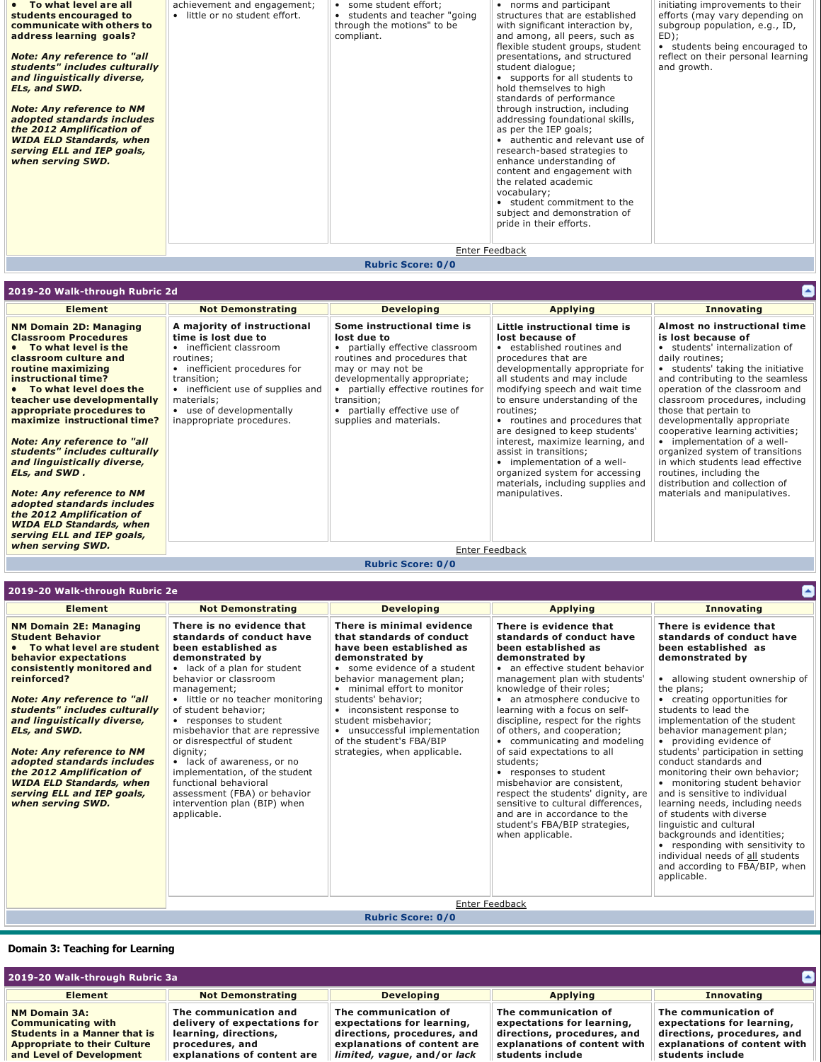| | | | | |
|---|---|---|---|---|
| • **To what level are all students encouraged to communicate with others to address learning goals?**<br><br>***Note: Any reference to "all students" includes culturally and linguistically diverse, ELs, and SWD.***<br><br>***Note: Any reference to NM adopted standards includes the 2012 Amplification of WIDA ELD Standards, when serving ELL and IEP goals, when serving SWD.*** | achievement and engagement;<br>• little or no student effort. | • some student effort;<br>• students and teacher "going through the motions" to be compliant. | • norms and participant structures that are established with significant interaction by, and among, all peers, such as flexible student groups, student presentations, and structured student dialogue;<br>• supports for all students to hold themselves to high standards of performance through instruction, including addressing foundational skills, as per the IEP goals;<br>• authentic and relevant use of research-based strategies to enhance understanding of content and engagement with the related academic vocabulary;<br>• student commitment to the subject and demonstration of pride in their efforts. | initiating improvements to their efforts (may vary depending on subgroup population, e.g., ID, ED);<br>• students being encouraged to reflect on their personal learning and growth. |

Enter Feedback

**Rubric Score: 0/0**

## 2019-20 Walk-through Rubric 2d

| Element | Not Demonstrating | Developing | Applying | Innovating |
|---|---|---|---|---|
| **NM Domain 2D: Managing Classroom Procedures**<br>• **To what level is the classroom culture and routine maximizing instructional time?**<br>• **To what level does the teacher use developmentally appropriate procedures to maximize instructional time?**<br><br>***Note: Any reference to "all students" includes culturally and linguistically diverse, ELs, and SWD .***<br><br>***Note: Any reference to NM adopted standards includes the 2012 Amplification of WIDA ELD Standards, when serving ELL and IEP goals, when serving SWD.*** | **A majority of instructional time is lost due to**<br>• inefficient classroom routines;<br>• inefficient procedures for transition;<br>• inefficient use of supplies and materials;<br>• use of developmentally inappropriate procedures. | **Some instructional time is lost due to**<br>• partially effective classroom routines and procedures that may or may not be developmentally appropriate;<br>• partially effective routines for transition;<br>• partially effective use of supplies and materials. | **Little instructional time is lost because of**<br>• established routines and procedures that are developmentally appropriate for all students and may include modifying speech and wait time to ensure understanding of the routines;<br>• routines and procedures that are designed to keep students' interest, maximize learning, and assist in transitions;<br>• implementation of a well-organized system for accessing materials, including supplies and manipulatives. | **Almost no instructional time is lost because of**<br>• students' internalization of daily routines;<br>• students' taking the initiative and contributing to the seamless operation of the classroom and classroom procedures, including those that pertain to developmentally appropriate cooperative learning activities;<br>• implementation of a well-organized system of transitions in which students lead effective routines, including the distribution and collection of materials and manipulatives. |

Enter Feedback

**Rubric Score: 0/0**

## 2019-20 Walk-through Rubric 2e

| Element | Not Demonstrating | Developing | Applying | Innovating |
|---|---|---|---|---|
| **NM Domain 2E: Managing Student Behavior**<br>• **To what level are student behavior expectations consistently monitored and reinforced?**<br><br>***Note: Any reference to "all students" includes culturally and linguistically diverse, ELs, and SWD.***<br><br>***Note: Any reference to NM adopted standards includes the 2012 Amplification of WIDA ELD Standards, when serving ELL and IEP goals, when serving SWD.*** | **There is no evidence that standards of conduct have been established as demonstrated by**<br>• lack of a plan for student behavior or classroom management;<br>• little or no teacher monitoring of student behavior;<br>• responses to student misbehavior that are repressive or disrespectful of student dignity;<br>• lack of awareness, or no implementation, of the student functional behavioral assessment (FBA) or behavior intervention plan (BIP) when applicable. | **There is minimal evidence that standards of conduct have been established as demonstrated by**<br>• some evidence of a student behavior management plan;<br>• minimal effort to monitor students' behavior;<br>• inconsistent response to student misbehavior;<br>• unsuccessful implementation of the student's FBA/BIP strategies, when applicable. | **There is evidence that standards of conduct have been established as demonstrated by**<br>• an effective student behavior management plan with students' knowledge of their roles;<br>• an atmosphere conducive to learning with a focus on self-discipline, respect for the rights of others, and cooperation;<br>• communicating and modeling of said expectations to all students;<br>• responses to student misbehavior are consistent, respect the students' dignity, are sensitive to cultural differences, and are in accordance to the student's FBA/BIP strategies, when applicable. | **There is evidence that standards of conduct have been established as demonstrated by**<br>• allowing student ownership of the plans;<br>• creating opportunities for students to lead the implementation of the student behavior management plan;<br>• providing evidence of students' participation in setting conduct standards and monitoring their own behavior;<br>• monitoring student behavior and is sensitive to individual learning needs, including needs of students with diverse linguistic and cultural backgrounds and identities;<br>• responding with sensitivity to individual needs of all students and according to FBA/BIP, when applicable. |

Enter Feedback

**Rubric Score: 0/0**

# Domain 3: Teaching for Learning

## 2019-20 Walk-through Rubric 3a

| Element | Not Demonstrating | Developing | Applying | Innovating |
|---|---|---|---|---|
| **NM Domain 3A: Communicating with Students in a Manner that is Appropriate to their Culture and Level of Development** | **The communication and delivery of expectations for learning, directions, procedures, and explanations of content are** | **The communication of expectations for learning, directions, procedures, and explanations of content are *limited, vague,* and/or *lack*** | **The communication of expectations for learning, directions, procedures, and explanations of content with students include** | **The communication of expectations for learning, directions, procedures, and explanations of content with students include** |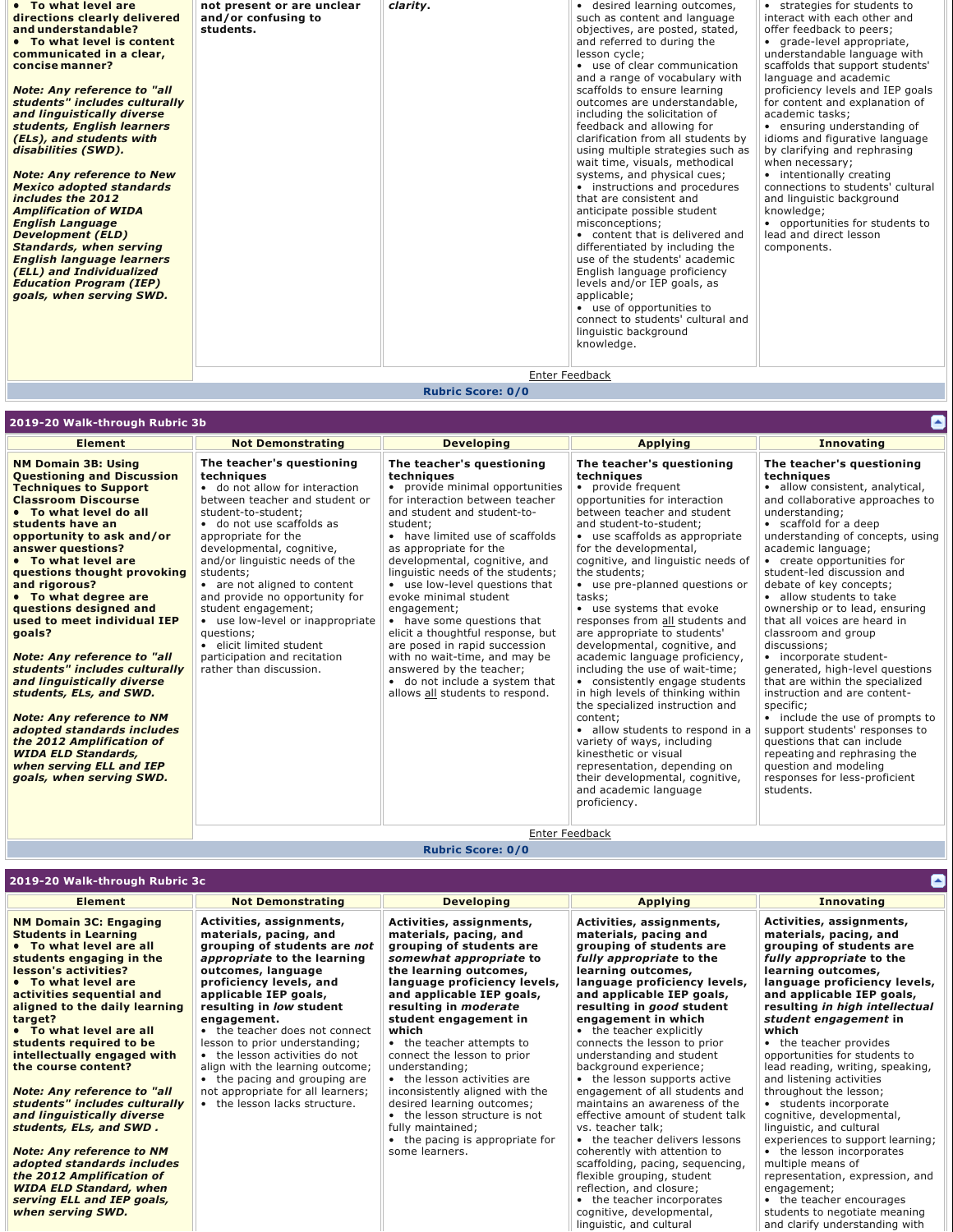| | | | | |
|---|---|---|---|---|
| • **To what level are directions clearly delivered and understandable?**<br>• **To what level is content communicated in a clear, concise manner?**<br><br>***Note: Any reference to "all students" includes culturally and linguistically diverse students, English learners (ELs), and students with disabilities (SWD).***<br><br>***Note: Any reference to New Mexico adopted standards includes the 2012 Amplification of WIDA English Language Development (ELD) Standards, when serving English language learners (ELL) and Individualized Education Program (IEP) goals, when serving SWD.*** | **not present or are unclear and/or confusing to students.** | ***clarity.*** | • desired learning outcomes, such as content and language objectives, are posted, stated, and referred to during the lesson cycle;<br>• use of clear communication and a range of vocabulary with scaffolds to ensure learning outcomes are understandable, including the solicitation of feedback and allowing for clarification from all students by using multiple strategies such as wait time, visuals, methodical systems, and physical cues;<br>• instructions and procedures that are consistent and anticipate possible student misconceptions;<br>• content that is delivered and differentiated by including the use of the students' academic English language proficiency levels and/or IEP goals, as applicable;<br>• use of opportunities to connect to students' cultural and linguistic background knowledge. | • strategies for students to interact with each other and offer feedback to peers;<br>• grade-level appropriate, understandable language with scaffolds that support students' language and academic proficiency levels and IEP goals for content and explanation of academic tasks;<br>• ensuring understanding of idioms and figurative language by clarifying and rephrasing when necessary;<br>• intentionally creating connections to students' cultural and linguistic background knowledge;<br>• opportunities for students to lead and direct lesson components. |

Enter Feedback

**Rubric Score: 0/0**

## 2019-20 Walk-through Rubric 3b

| Element | Not Demonstrating | Developing | Applying | Innovating |
|---|---|---|---|---|
| **NM Domain 3B: Using Questioning and Discussion Techniques to Support Classroom Discourse**<br>• **To what level do all students have an opportunity to ask and/or answer questions?**<br>• **To what level are questions thought provoking and rigorous?**<br>• **To what degree are questions designed and used to meet individual IEP goals?**<br><br>***Note: Any reference to "all students" includes culturally and linguistically diverse students, ELs, and SWD.***<br><br>***Note: Any reference to NM adopted standards includes the 2012 Amplification of the WIDA ELD Standards, when serving ELL and IEP goals, when serving SWD.*** | **The teacher's questioning techniques**<br>• do not allow for interaction between teacher and student or student-to-student;<br>• do not use scaffolds as appropriate for the developmental, cognitive, and/or linguistic needs of the students;<br>• are not aligned to content and provide no opportunity for student engagement;<br>• use low-level or inappropriate questions;<br>• elicit limited student participation and recitation rather than discussion. | **The teacher's questioning techniques**<br>• provide minimal opportunities for interaction between teacher and student and student-to-student;<br>• have limited use of scaffolds as appropriate for the developmental, cognitive, and linguistic needs of the students;<br>• use low-level questions that evoke minimal student engagement;<br>• have some questions that elicit a thoughtful response, but are posed in rapid succession with no wait-time, and may be answered by the teacher;<br>• do not include a system that allows all students to respond. | **The teacher's questioning techniques**<br>• provide frequent opportunities for interaction between teacher and student and student-to-student;<br>• use scaffolds as appropriate for the developmental, cognitive, and linguistic needs of the students;<br>• use pre-planned questions or tasks;<br>• use systems that evoke responses from all students and are appropriate to students' developmental, cognitive, and academic language proficiency, including the use of wait-time;<br>• consistently engage students in high levels of thinking within the specialized instruction and content;<br>• allow students to respond in a variety of ways, including kinesthetic or visual representation, depending on their developmental, cognitive, and academic language proficiency. | **The teacher's questioning techniques**<br>• allow consistent, analytical, and collaborative approaches to understanding;<br>• scaffold for a deep understanding of concepts, using academic language;<br>• create opportunities for student-led discussion and debate of key concepts;<br>• allow students to take ownership or to lead, ensuring that all voices are heard in classroom and group discussions;<br>• incorporate student-generated, high-level questions that are within the specialized instruction and are content-specific;<br>• include the use of prompts to support students' responses to questions that can include repeating and rephrasing the question and modeling responses for less-proficient students. |

Enter Feedback

**Rubric Score: 0/0**

## 2019-20 Walk-through Rubric 3c

| Element | Not Demonstrating | Developing | Applying | Innovating |
|---|---|---|---|---|
| **NM Domain 3C: Engaging Students in Learning**<br>• **To what level are all students engaging in the lesson's activities?**<br>• **To what level are activities sequential and aligned to the daily learning target?**<br>• **To what level are all students required to be intellectually engaged with the course content?**<br><br>***Note: Any reference to "all students" includes culturally and linguistically diverse students, ELs, and SWD .***<br><br>***Note: Any reference to NM adopted standards includes the 2012 Amplification of the WIDA ELD Standard, when serving ELL and IEP goals, when serving SWD.*** | **Activities, assignments, materials, pacing, and grouping of students are *not appropriate* to the learning outcomes, language proficiency levels, and applicable IEP goals, resulting in *low* student engagement.**<br>• the teacher does not connect lesson to prior understanding;<br>• the lesson activities do not align with the learning outcome;<br>• the pacing and grouping are not appropriate for all learners;<br>• the lesson lacks structure. | **Activities, assignments, materials, pacing, and grouping of students are *somewhat appropriate* to the learning outcomes, language proficiency levels, and applicable IEP goals, resulting in *moderate* student engagement in which**<br>• the teacher attempts to connect the lesson to prior understanding;<br>• the lesson activities are inconsistently aligned with the desired learning outcomes;<br>• the lesson structure is not fully maintained;<br>• the pacing is appropriate for some learners. | **Activities, assignments, materials, pacing and grouping of students are *fully appropriate* to the learning outcomes, language proficiency levels, and applicable IEP goals, and resulting in *good* student engagement in which**<br>• the teacher explicitly connects the lesson to prior understanding and student background experience;<br>• the lesson supports active engagement of all students and maintains an awareness of the effective amount of student talk vs. teacher talk;<br>• the teacher delivers lessons coherently with attention to scaffolding, pacing, sequencing, flexible grouping, student reflection, and closure;<br>• the teacher incorporates cognitive, developmental, linguistic, and cultural | **Activities, assignments, materials, pacing, and grouping of students are *fully appropriate* to the learning outcomes, language proficiency levels, and applicable IEP goals, resulting *in high intellectual student engagement* in which**<br>• the teacher provides opportunities for students to lead reading, writing, speaking, and listening activities throughout the lesson;<br>• students incorporate cognitive, developmental, linguistic, and cultural experiences to support learning;<br>• the lesson incorporates multiple means of representation, expression, and engagement;<br>• the teacher encourages students to negotiate meaning and clarify understanding with |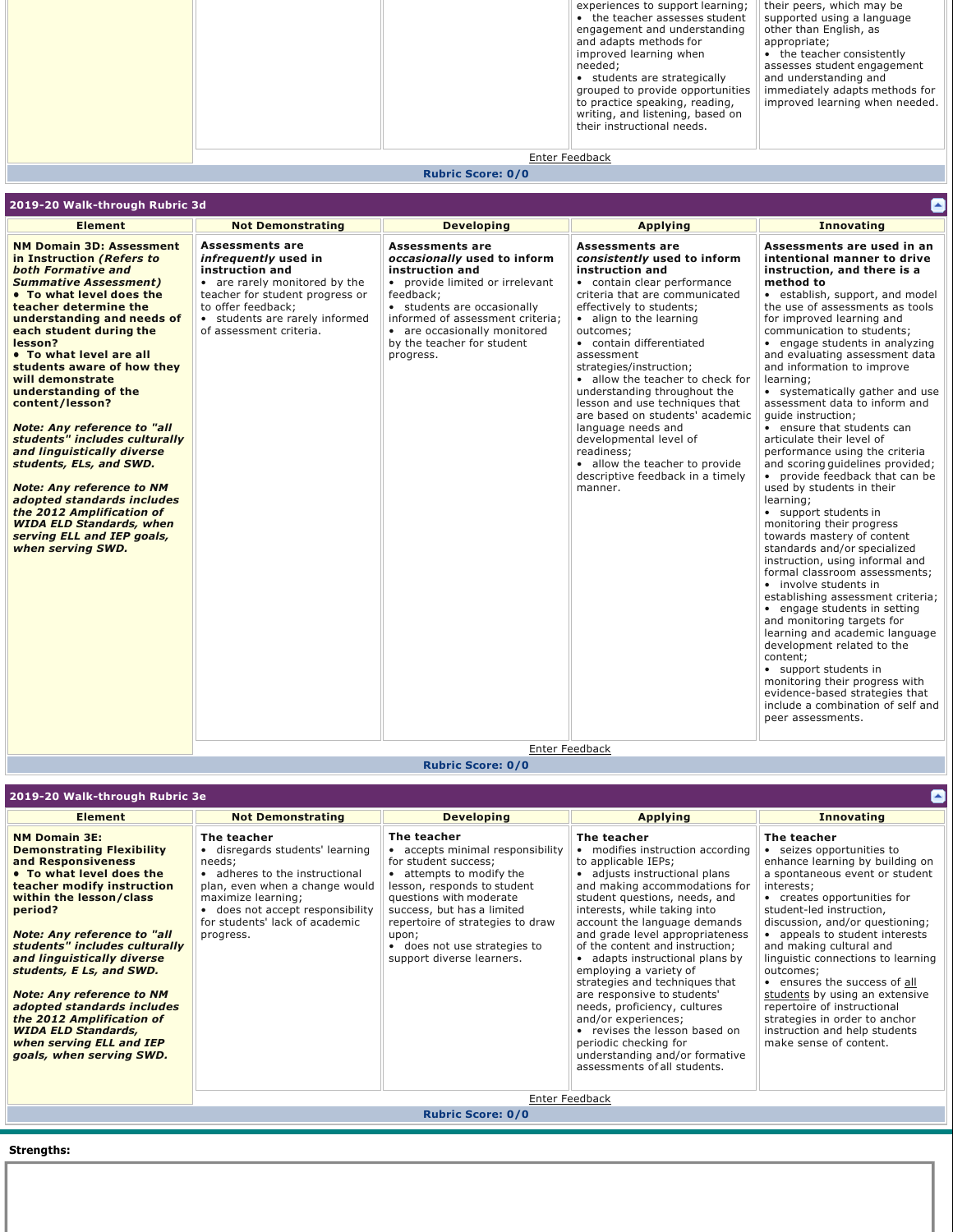| | | | experiences to support learning;<br>• the teacher assesses student engagement and understanding and adapts methods for improved learning when needed;<br>• students are strategically grouped to provide opportunities to practice speaking, reading, writing, and listening, based on their instructional needs. | their peers, which may be supported using a language other than English, as appropriate;<br>• the teacher consistently assesses student engagement and understanding and immediately adapts methods for improved learning when needed. |
|---|---|---|---|---|

Enter Feedback

**Rubric Score: 0/0**

## 2019-20 Walk-through Rubric 3d

| Element | Not Demonstrating | Developing | Applying | Innovating |
|---|---|---|---|---|
| **NM Domain 3D: Assessment in Instruction *(Refers to both Formative and Summative Assessment)***<br>**• To what level does the teacher determine the understanding and needs of each student during the lesson?**<br>**• To what level are all students aware of how they will demonstrate understanding of the content/lesson?**<br><br>***Note: Any reference to "all students" includes culturally and linguistically diverse students, ELs, and SWD.***<br><br>***Note: Any reference to NM adopted standards includes the 2012 Amplification of WIDA ELD Standards, when serving ELL and IEP goals, when serving SWD.*** | **Assessments are *infrequently* used in instruction and**<br>• are rarely monitored by the teacher for student progress or to offer feedback;<br>• students are rarely informed of assessment criteria. | **Assessments are *occasionally* used to inform instruction and**<br>• provide limited or irrelevant feedback;<br>• students are occasionally informed of assessment criteria;<br>• are occasionally monitored by the teacher for student progress. | **Assessments are *consistently* used to inform instruction and**<br>• contain clear performance criteria that are communicated effectively to students;<br>• align to the learning outcomes;<br>• contain differentiated assessment strategies/instruction;<br>• allow the teacher to check for understanding throughout the lesson and use techniques that are based on students' academic language needs and developmental level of readiness;<br>• allow the teacher to provide descriptive feedback in a timely manner. | **Assessments are used in an intentional manner to drive instruction, and there is a method to**<br>• establish, support, and model the use of assessments as tools for improved learning and communication to students;<br>• engage students in analyzing and evaluating assessment data and information to improve learning;<br>• systematically gather and use assessment data to inform and guide instruction;<br>• ensure that students can articulate their level of performance using the criteria and scoring guidelines provided;<br>• provide feedback that can be used by students in their learning;<br>• support students in monitoring their progress towards mastery of content standards and/or specialized instruction, using informal and formal classroom assessments;<br>• involve students in establishing assessment criteria;<br>• engage students in setting and monitoring targets for learning and academic language development related to the content;<br>• support students in monitoring their progress with evidence-based strategies that include a combination of self and peer assessments. |

Enter Feedback

**Rubric Score: 0/0**

## 2019-20 Walk-through Rubric 3e

| Element | Not Demonstrating | Developing | Applying | Innovating |
|---|---|---|---|---|
| **NM Domain 3E: Demonstrating Flexibility and Responsiveness**<br>**• To what level does the teacher modify instruction within the lesson/class period?**<br><br>***Note: Any reference to "all students" includes culturally and linguistically diverse students, E Ls, and SWD.***<br><br>***Note: Any reference to NM adopted standards includes the 2012 Amplification of WIDA ELD Standards, when serving ELL and IEP goals, when serving SWD.*** | **The teacher**<br>• disregards students' learning needs;<br>• adheres to the instructional plan, even when a change would maximize learning;<br>• does not accept responsibility for students' lack of academic progress. | **The teacher**<br>• accepts minimal responsibility for student success;<br>• attempts to modify the lesson, responds to student questions with moderate success, but has a limited repertoire of strategies to draw upon;<br>• does not use strategies to support diverse learners. | **The teacher**<br>• modifies instruction according to applicable IEPs;<br>• adjusts instructional plans and making accommodations for student questions, needs, and interests, while taking into account the language demands and grade level appropriateness of the content and instruction;<br>• adapts instructional plans by employing a variety of strategies and techniques that are responsive to students' needs, proficiency, cultures and/or experiences;<br>• revises the lesson based on periodic checking for understanding and/or formative assessments of all students. | **The teacher**<br>• seizes opportunities to enhance learning by building on a spontaneous event or student interests;<br>• creates opportunities for student-led instruction, discussion, and/or questioning;<br>• appeals to student interests and making cultural and linguistic connections to learning outcomes;<br>• ensures the success of all students by using an extensive repertoire of instructional strategies in order to anchor instruction and help students make sense of content. |

Enter Feedback

**Rubric Score: 0/0**

**Strengths:**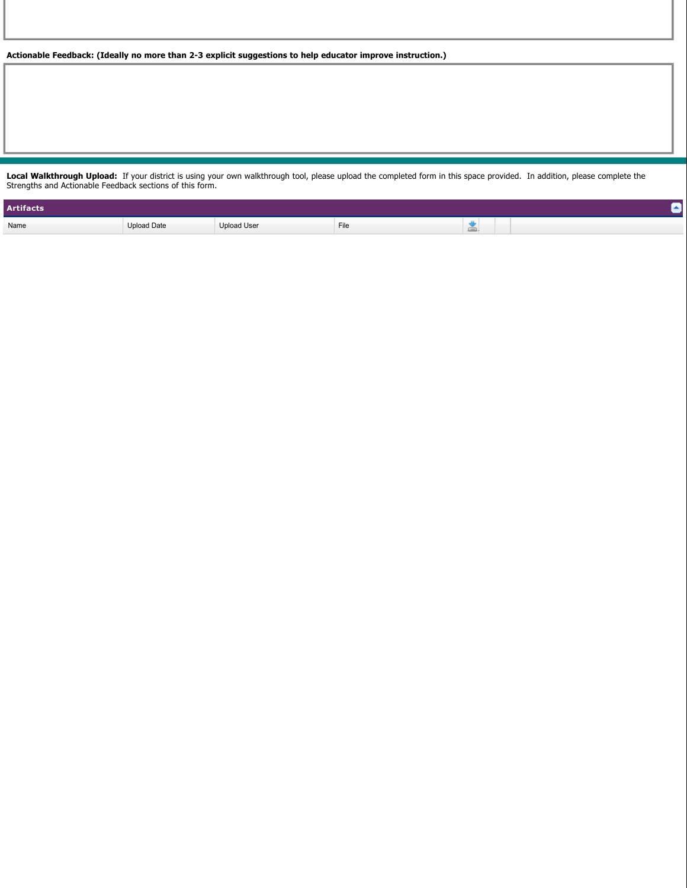**Actionable Feedback: (Ideally no more than 2-3 explicit suggestions to help educator improve instruction.)**

**Local Walkthrough Upload:** If your district is using your own walkthrough tool, please upload the completed form in this space provided. In addition, please complete the Strengths and Actionable Feedback sections of this form.

## Artifacts

| Name | Upload Date | Upload User | File | | | |
|---|---|---|---|---|---|---|